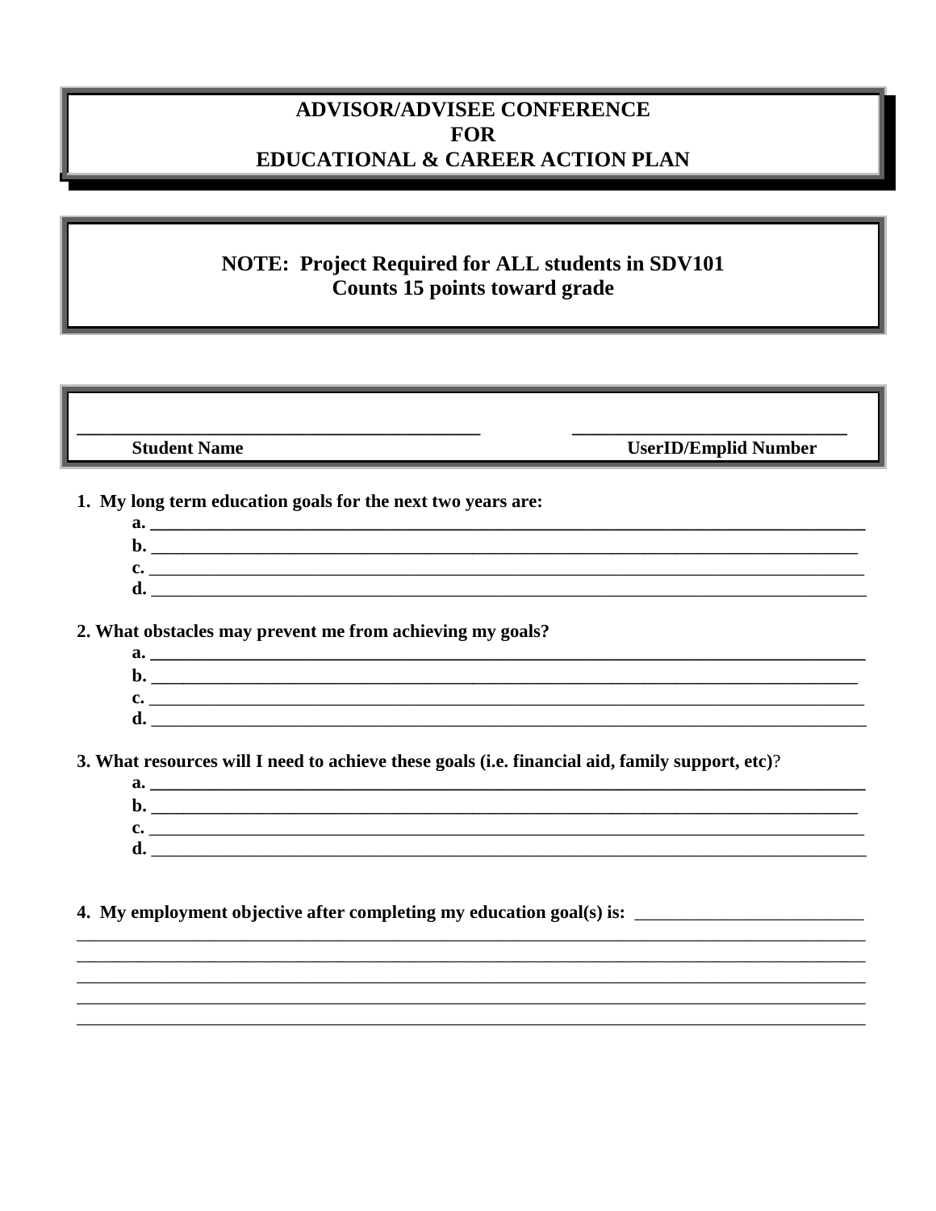# ADVISOR/ADVISEE CONFERENCE FOR EDUCATIONAL & CAREER ACTION PLAN

**NOTE: Project Required for ALL students in SDV101**
**Counts 15 points toward grade**

| ___________________________________________ | ______________________________ |
| --- | --- |
| **Student Name** | **UserID/Emplid Number** |

**1. My long term education goals for the next two years are:**

a. ______________________________________________________________________________
b. ______________________________________________________________________________
c. ______________________________________________________________________________
d. ______________________________________________________________________________

**2. What obstacles may prevent me from achieving my goals?**

a. ______________________________________________________________________________
b. ______________________________________________________________________________
c. ______________________________________________________________________________
d. ______________________________________________________________________________

**3. What resources will I need to achieve these goals (i.e. financial aid, family support, etc)?**

a. ______________________________________________________________________________
b. ______________________________________________________________________________
c. ______________________________________________________________________________
d. ______________________________________________________________________________

**4. My employment objective after completing my education goal(s) is:** _________________________
_____________________________________________________________________________________
_____________________________________________________________________________________
_____________________________________________________________________________________
_____________________________________________________________________________________
_____________________________________________________________________________________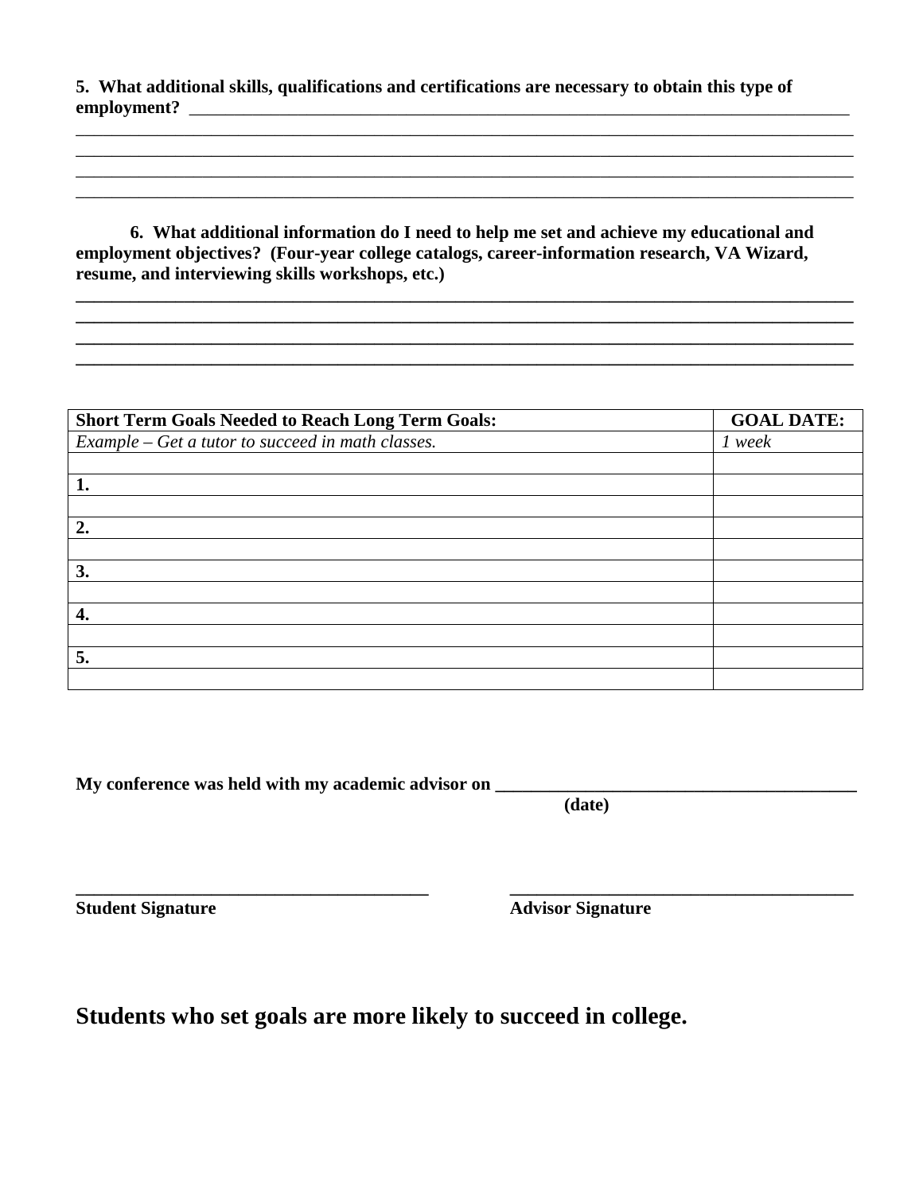**5. What additional skills, qualifications and certifications are necessary to obtain this type of employment?** ______________________________________________________________________________

________________________________________________________________________________________

________________________________________________________________________________________

________________________________________________________________________________________

________________________________________________________________________________________

**6. What additional information do I need to help me set and achieve my educational and employment objectives? (Four-year college catalogs, career-information research, VA Wizard, resume, and interviewing skills workshops, etc.)**

________________________________________________________________________________________

________________________________________________________________________________________

________________________________________________________________________________________

________________________________________________________________________________________

| **Short Term Goals Needed to Reach Long Term Goals:** | **GOAL DATE:** |
|---|---|
| *Example – Get a tutor to succeed in math classes.* | *1 week* |
| | |
| **1.** | |
| | |
| **2.** | |
| | |
| **3.** | |
| | |
| **4.** | |
| | |
| **5.** | |
| | |

**My conference was held with my academic advisor on** ________________________________________
**(date)**

________________________________________ ________________________________________
**Student Signature** **Advisor Signature**

## Students who set goals are more likely to succeed in college.